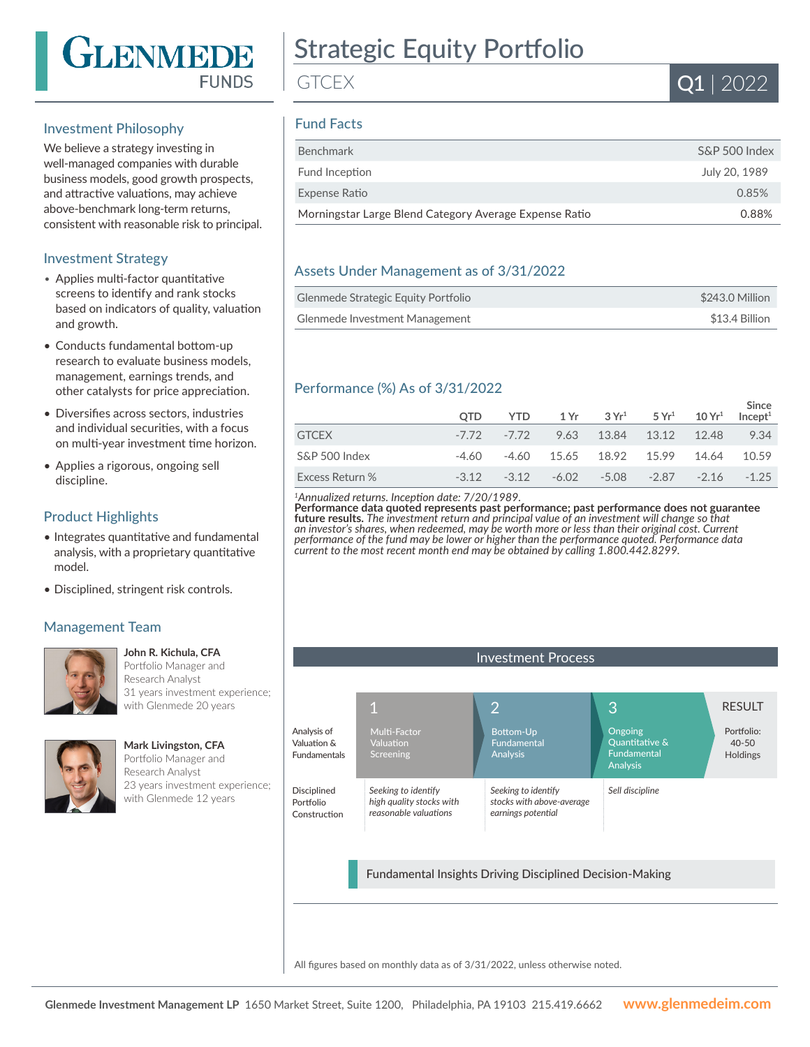# Strategic Equity Portfolio

GTCEX

Q1 | 2022

## Investment Philosophy

We believe a strategy investing in well-managed companies with durable business models, good growth prospects, and attractive valuations, may achieve above-benchmark long-term returns, consistent with reasonable risk to principal.

## Investment Strategy

- Applies multi-factor quantitative screens to identify and rank stocks based on indicators of quality, valuation and growth.
- Conducts fundamental bottom-up research to evaluate business models, management, earnings trends, and other catalysts for price appreciation.
- Diversifies across sectors, industries and individual securities, with a focus on multi-year investment time horizon.
- Applies a rigorous, ongoing sell discipline.

## Product Highlights

- Integrates quantitative and fundamental analysis, with a proprietary quantitative model.
- Disciplined, stringent risk controls.

## Management Team

**John R. Kichula, CFA**
Portfolio Manager and Research Analyst
31 years investment experience; with Glenmede 20 years

**Mark Livingston, CFA**
Portfolio Manager and Research Analyst
23 years investment experience; with Glenmede 12 years

## Fund Facts

| | |
|---|---|
| Benchmark | S&P 500 Index |
| Fund Inception | July 20, 1989 |
| Expense Ratio | 0.85% |
| Morningstar Large Blend Category Average Expense Ratio | 0.88% |

## Assets Under Management as of 3/31/2022

| | |
|---|---|
| Glenmede Strategic Equity Portfolio | $243.0 Million |
| Glenmede Investment Management | $13.4 Billion |

## Performance (%) As of 3/31/2022

| | QTD | YTD | 1 Yr | 3 Yr[1] | 5 Yr[1] | 10 Yr[1] | Since Incept[1] |
|---|---|---|---|---|---|---|---|
| GTCEX | -7.72 | -7.72 | 9.63 | 13.84 | 13.12 | 12.48 | 9.34 |
| S&P 500 Index | -4.60 | -4.60 | 15.65 | 18.92 | 15.99 | 14.64 | 10.59 |
| Excess Return % | -3.12 | -3.12 | -6.02 | -5.08 | -2.87 | -2.16 | -1.25 |

[1]*Annualized returns. Inception date: 7/20/1989.*
**Performance data quoted represents past performance; past performance does not guarantee future results.** *The investment return and principal value of an investment will change so that an investor's shares, when redeemed, may be worth more or less than their original cost. Current performance of the fund may be lower or higher than the performance quoted. Performance data current to the most recent month end may be obtained by calling 1.800.442.8299.*

## Investment Process

| | 1 | 2 | 3 | RESULT |
|---|---|---|---|---|
| Analysis of Valuation & Fundamentals | Multi-Factor Valuation Screening | Bottom-Up Fundamental Analysis | Ongoing Quantitative & Fundamental Analysis | Portfolio: 40-50 Holdings |
| Disciplined Portfolio Construction | *Seeking to identify high quality stocks with reasonable valuations* | *Seeking to identify stocks with above-average earnings potential* | *Sell discipline* | |

Fundamental Insights Driving Disciplined Decision-Making

All figures based on monthly data as of 3/31/2022, unless otherwise noted.

**Glenmede Investment Management LP** 1650 Market Street, Suite 1200, Philadelphia, PA 19103 215.419.6662 **www.glenmedeim.com**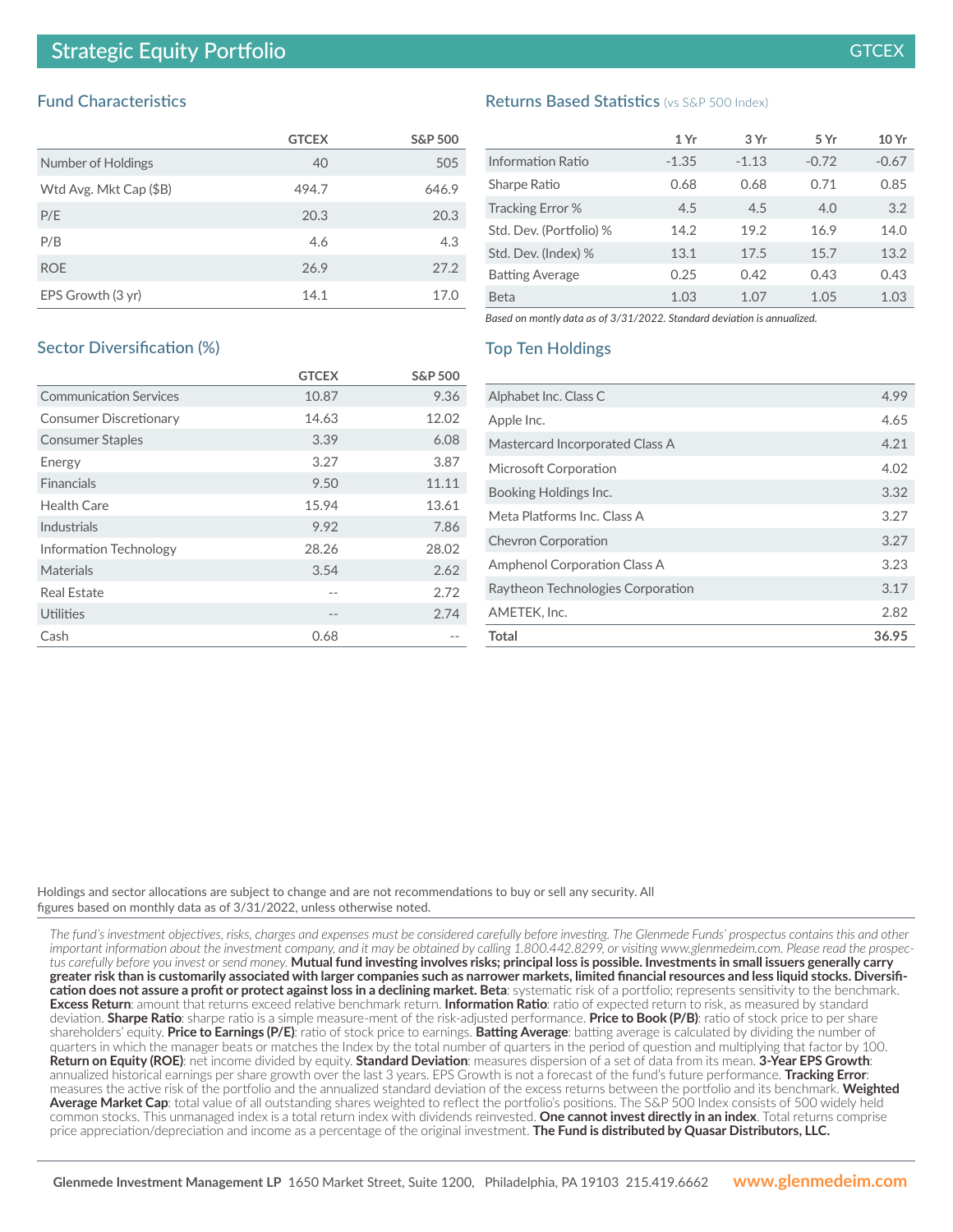# Strategic Equity Portfolio

GTCEX

## Fund Characteristics

| | GTCEX | S&P 500 |
|---|---|---|
| Number of Holdings | 40 | 505 |
| Wtd Avg. Mkt Cap ($B) | 494.7 | 646.9 |
| P/E | 20.3 | 20.3 |
| P/B | 4.6 | 4.3 |
| ROE | 26.9 | 27.2 |
| EPS Growth (3 yr) | 14.1 | 17.0 |

## Sector Diversification (%)

| | GTCEX | S&P 500 |
|---|---|---|
| Communication Services | 10.87 | 9.36 |
| Consumer Discretionary | 14.63 | 12.02 |
| Consumer Staples | 3.39 | 6.08 |
| Energy | 3.27 | 3.87 |
| Financials | 9.50 | 11.11 |
| Health Care | 15.94 | 13.61 |
| Industrials | 9.92 | 7.86 |
| Information Technology | 28.26 | 28.02 |
| Materials | 3.54 | 2.62 |
| Real Estate | -- | 2.72 |
| Utilities | -- | 2.74 |
| Cash | 0.68 | -- |

## Returns Based Statistics (vs S&P 500 Index)

| | 1 Yr | 3 Yr | 5 Yr | 10 Yr |
|---|---|---|---|---|
| Information Ratio | -1.35 | -1.13 | -0.72 | -0.67 |
| Sharpe Ratio | 0.68 | 0.68 | 0.71 | 0.85 |
| Tracking Error % | 4.5 | 4.5 | 4.0 | 3.2 |
| Std. Dev. (Portfolio) % | 14.2 | 19.2 | 16.9 | 14.0 |
| Std. Dev. (Index) % | 13.1 | 17.5 | 15.7 | 13.2 |
| Batting Average | 0.25 | 0.42 | 0.43 | 0.43 |
| Beta | 1.03 | 1.07 | 1.05 | 1.03 |

*Based on montly data as of 3/31/2022. Standard deviation is annualized.*

## Top Ten Holdings

| | |
|---|---|
| Alphabet Inc. Class C | 4.99 |
| Apple Inc. | 4.65 |
| Mastercard Incorporated Class A | 4.21 |
| Microsoft Corporation | 4.02 |
| Booking Holdings Inc. | 3.32 |
| Meta Platforms Inc. Class A | 3.27 |
| Chevron Corporation | 3.27 |
| Amphenol Corporation Class A | 3.23 |
| Raytheon Technologies Corporation | 3.17 |
| AMETEK, Inc. | 2.82 |
| **Total** | **36.95** |

Holdings and sector allocations are subject to change and are not recommendations to buy or sell any security. All figures based on monthly data as of 3/31/2022, unless otherwise noted.

*The fund's investment objectives, risks, charges and expenses must be considered carefully before investing. The Glenmede Funds' prospectus contains this and other important information about the investment company, and it may be obtained by calling 1.800.442.8299, or visiting www.glenmedeim.com. Please read the prospectus carefully before you invest or send money.* **Mutual fund investing involves risks; principal loss is possible. Investments in small issuers generally carry greater risk than is customarily associated with larger companies such as narrower markets, limited financial resources and less liquid stocks. Diversification does not assure a profit or protect against loss in a declining market. Beta**: systematic risk of a portfolio; represents sensitivity to the benchmark. **Excess Return**: amount that returns exceed relative benchmark return. **Information Ratio**: ratio of expected return to risk, as measured by standard deviation. **Sharpe Ratio**: sharpe ratio is a simple measure-ment of the risk-adjusted performance. **Price to Book (P/B)**: ratio of stock price to per share shareholders' equity. **Price to Earnings (P/E)**: ratio of stock price to earnings. **Batting Average**: batting average is calculated by dividing the number of quarters in which the manager beats or matches the Index by the total number of quarters in the period of question and multiplying that factor by 100. **Return on Equity (ROE)**: net income divided by equity. **Standard Deviation**: measures dispersion of a set of data from its mean. **3-Year EPS Growth**: annualized historical earnings per share growth over the last 3 years. EPS Growth is not a forecast of the fund's future performance. **Tracking Error**: measures the active risk of the portfolio and the annualized standard deviation of the excess returns between the portfolio and its benchmark. **Weighted Average Market Cap**: total value of all outstanding shares weighted to reflect the portfolio's positions. The S&P 500 Index consists of 500 widely held common stocks. This unmanaged index is a total return index with dividends reinvested. **One cannot invest directly in an index**. Total returns comprise price appreciation/depreciation and income as a percentage of the original investment. **The Fund is distributed by Quasar Distributors, LLC.**

**Glenmede Investment Management LP** 1650 Market Street, Suite 1200, Philadelphia, PA 19103 215.419.6662 **www.glenmedeim.com**